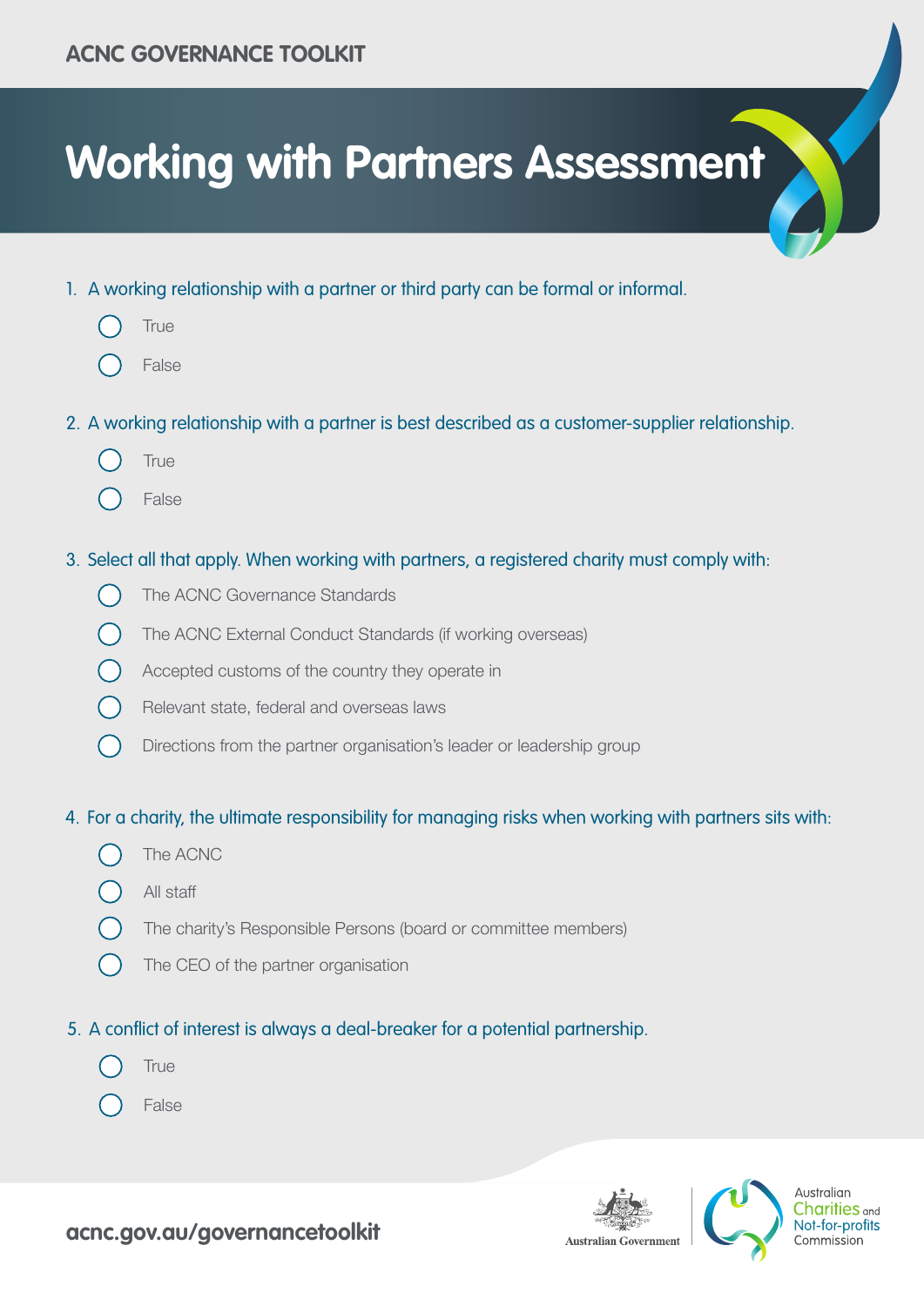ACNC GOVERNANCE TOOLKIT

# Working with Partners Assessment

1. A working relationship with a partner or third party can be formal or informal.
   - ○ True
   - ○ False

2. A working relationship with a partner is best described as a customer-supplier relationship.
   - ○ True
   - ○ False

3. Select all that apply. When working with partners, a registered charity must comply with:
   - ○ The ACNC Governance Standards
   - ○ The ACNC External Conduct Standards (if working overseas)
   - ○ Accepted customs of the country they operate in
   - ○ Relevant state, federal and overseas laws
   - ○ Directions from the partner organisation's leader or leadership group

4. For a charity, the ultimate responsibility for managing risks when working with partners sits with:
   - ○ The ACNC
   - ○ All staff
   - ○ The charity's Responsible Persons (board or committee members)
   - ○ The CEO of the partner organisation

5. A conflict of interest is always a deal-breaker for a potential partnership.
   - ○ True
   - ○ False

acnc.gov.au/governancetoolkit

Australian Government

Australian Charities and Not-for-profits Commission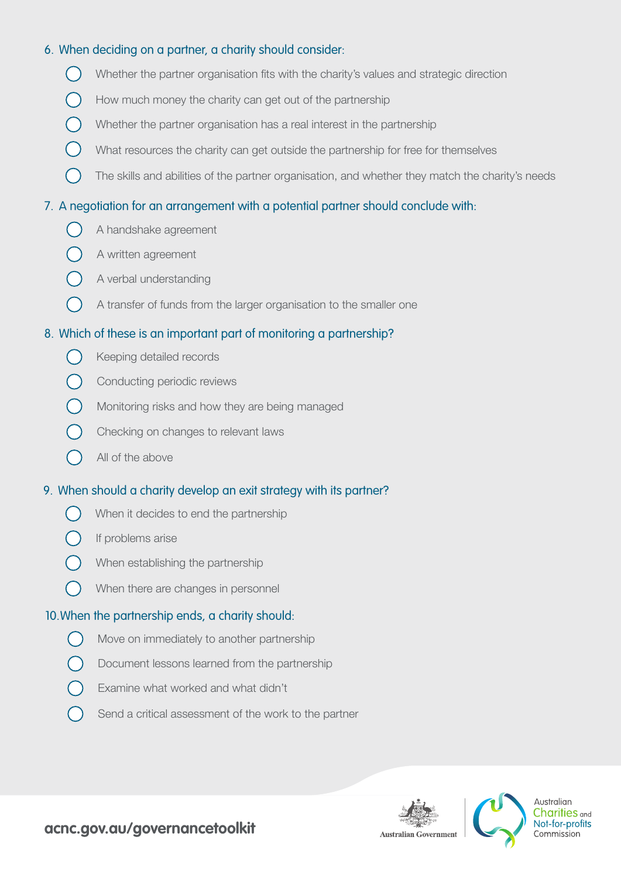6. When deciding on a partner, a charity should consider:

- ◯ Whether the partner organisation fits with the charity's values and strategic direction
- ◯ How much money the charity can get out of the partnership
- ◯ Whether the partner organisation has a real interest in the partnership
- ◯ What resources the charity can get outside the partnership for free for themselves
- ◯ The skills and abilities of the partner organisation, and whether they match the charity's needs

7. A negotiation for an arrangement with a potential partner should conclude with:

- ◯ A handshake agreement
- ◯ A written agreement
- ◯ A verbal understanding
- ◯ A transfer of funds from the larger organisation to the smaller one

8. Which of these is an important part of monitoring a partnership?

- ◯ Keeping detailed records
- ◯ Conducting periodic reviews
- ◯ Monitoring risks and how they are being managed
- ◯ Checking on changes to relevant laws
- ◯ All of the above

9. When should a charity develop an exit strategy with its partner?

- ◯ When it decides to end the partnership
- ◯ If problems arise
- ◯ When establishing the partnership
- ◯ When there are changes in personnel

10. When the partnership ends, a charity should:

- ◯ Move on immediately to another partnership
- ◯ Document lessons learned from the partnership
- ◯ Examine what worked and what didn't
- ◯ Send a critical assessment of the work to the partner

acnc.gov.au/governancetoolkit

Australian Government

Australian Charities and Not-for-profits Commission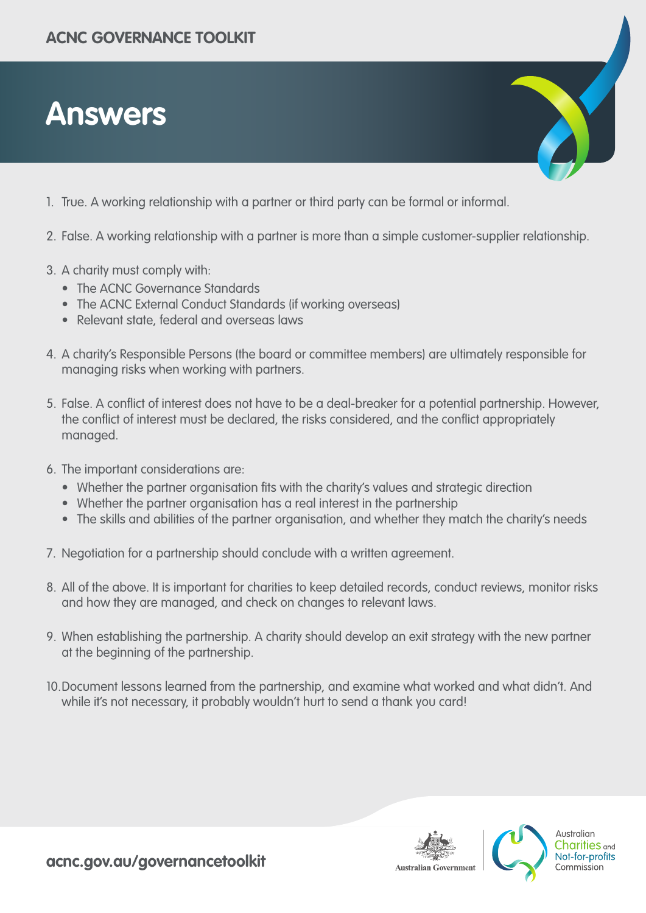ACNC GOVERNANCE TOOLKIT

# Answers

1. True. A working relationship with a partner or third party can be formal or informal.

2. False. A working relationship with a partner is more than a simple customer-supplier relationship.

3. A charity must comply with:
   - The ACNC Governance Standards
   - The ACNC External Conduct Standards (if working overseas)
   - Relevant state, federal and overseas laws

4. A charity's Responsible Persons (the board or committee members) are ultimately responsible for managing risks when working with partners.

5. False. A conflict of interest does not have to be a deal-breaker for a potential partnership. However, the conflict of interest must be declared, the risks considered, and the conflict appropriately managed.

6. The important considerations are:
   - Whether the partner organisation fits with the charity's values and strategic direction
   - Whether the partner organisation has a real interest in the partnership
   - The skills and abilities of the partner organisation, and whether they match the charity's needs

7. Negotiation for a partnership should conclude with a written agreement.

8. All of the above. It is important for charities to keep detailed records, conduct reviews, monitor risks and how they are managed, and check on changes to relevant laws.

9. When establishing the partnership. A charity should develop an exit strategy with the new partner at the beginning of the partnership.

10. Document lessons learned from the partnership, and examine what worked and what didn't. And while it's not necessary, it probably wouldn't hurt to send a thank you card!

acnc.gov.au/governancetoolkit

Australian Government

Australian Charities and Not-for-profits Commission